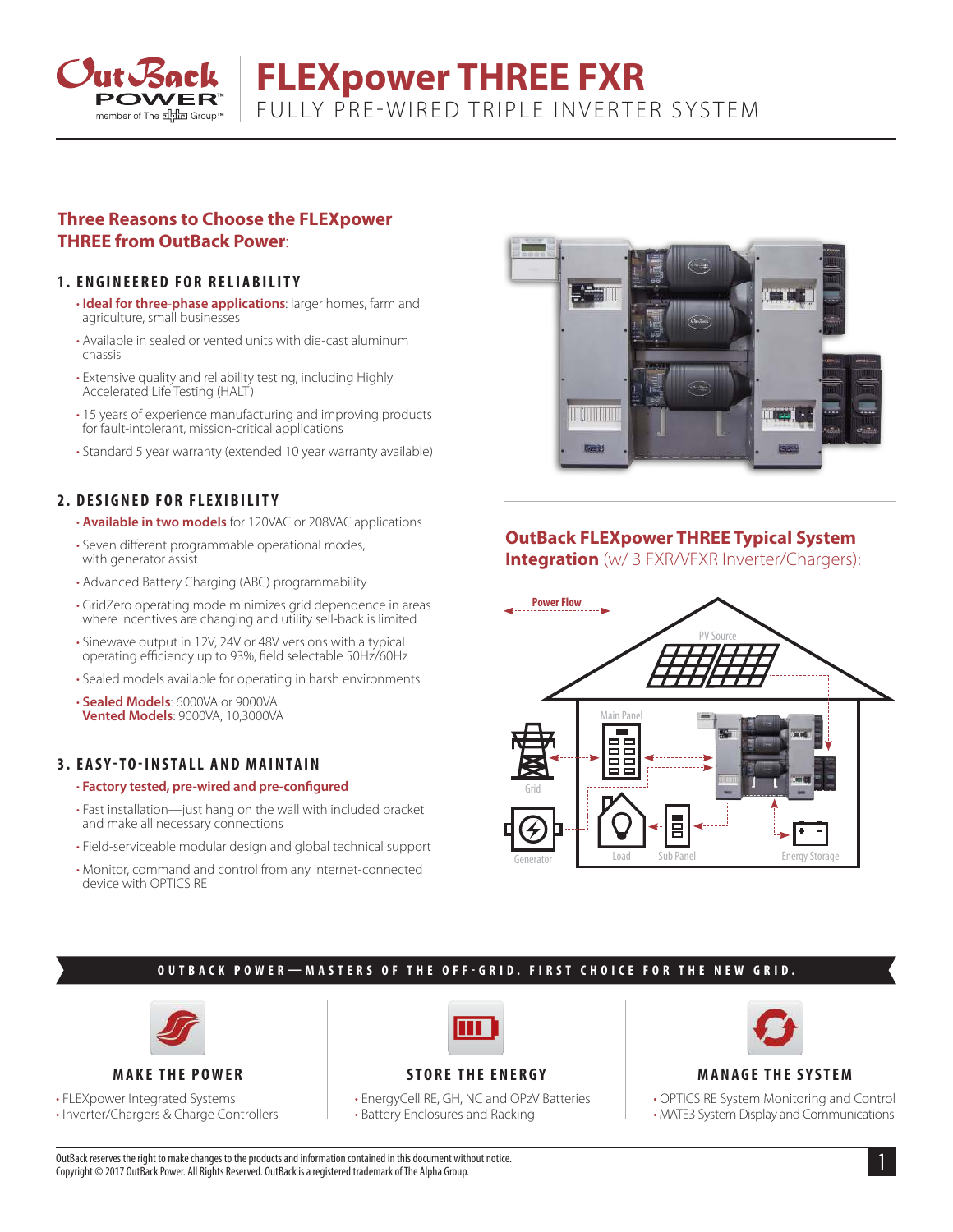# FLEXpower THREE FXR

FULLY PRE-WIRED TRIPLE INVERTER SYSTEM

## Three Reasons to Choose the FLEXpower THREE from OutBack Power:

### 1. ENGINEERED FOR RELIABILITY

- **Ideal for three-phase applications**: larger homes, farm and agriculture, small businesses
- Available in sealed or vented units with die-cast aluminum chassis
- Extensive quality and reliability testing, including Highly Accelerated Life Testing (HALT)
- 15 years of experience manufacturing and improving products for fault-intolerant, mission-critical applications
- Standard 5 year warranty (extended 10 year warranty available)

### 2. DESIGNED FOR FLEXIBILITY

- **Available in two models** for 120VAC or 208VAC applications
- Seven different programmable operational modes, with generator assist
- Advanced Battery Charging (ABC) programmability
- GridZero operating mode minimizes grid dependence in areas where incentives are changing and utility sell-back is limited
- Sinewave output in 12V, 24V or 48V versions with a typical operating efficiency up to 93%, field selectable 50Hz/60Hz
- Sealed models available for operating in harsh environments
- **Sealed Models**: 6000VA or 9000VA
  **Vented Models**: 9000VA, 10,3000VA

### 3. EASY-TO-INSTALL AND MAINTAIN

- **Factory tested, pre-wired and pre-configured**
- Fast installation—just hang on the wall with included bracket and make all necessary connections
- Field-serviceable modular design and global technical support
- Monitor, command and control from any internet-connected device with OPTICS RE

## OutBack FLEXpower THREE Typical System Integration (w/ 3 FXR/VFXR Inverter/Chargers):

Power Flow

PV Source

Main Panel

Grid

Generator

Load

Sub Panel

Energy Storage

**OUTBACK POWER—MASTERS OF THE OFF-GRID. FIRST CHOICE FOR THE NEW GRID.**

### MAKE THE POWER

- FLEXpower Integrated Systems
- Inverter/Chargers & Charge Controllers

### STORE THE ENERGY

- EnergyCell RE, GH, NC and OPzV Batteries
- Battery Enclosures and Racking

### MANAGE THE SYSTEM

- OPTICS RE System Monitoring and Control
- MATE3 System Display and Communications

OutBack reserves the right to make changes to the products and information contained in this document without notice.
Copyright © 2017 OutBack Power. All Rights Reserved. OutBack is a registered trademark of The Alpha Group.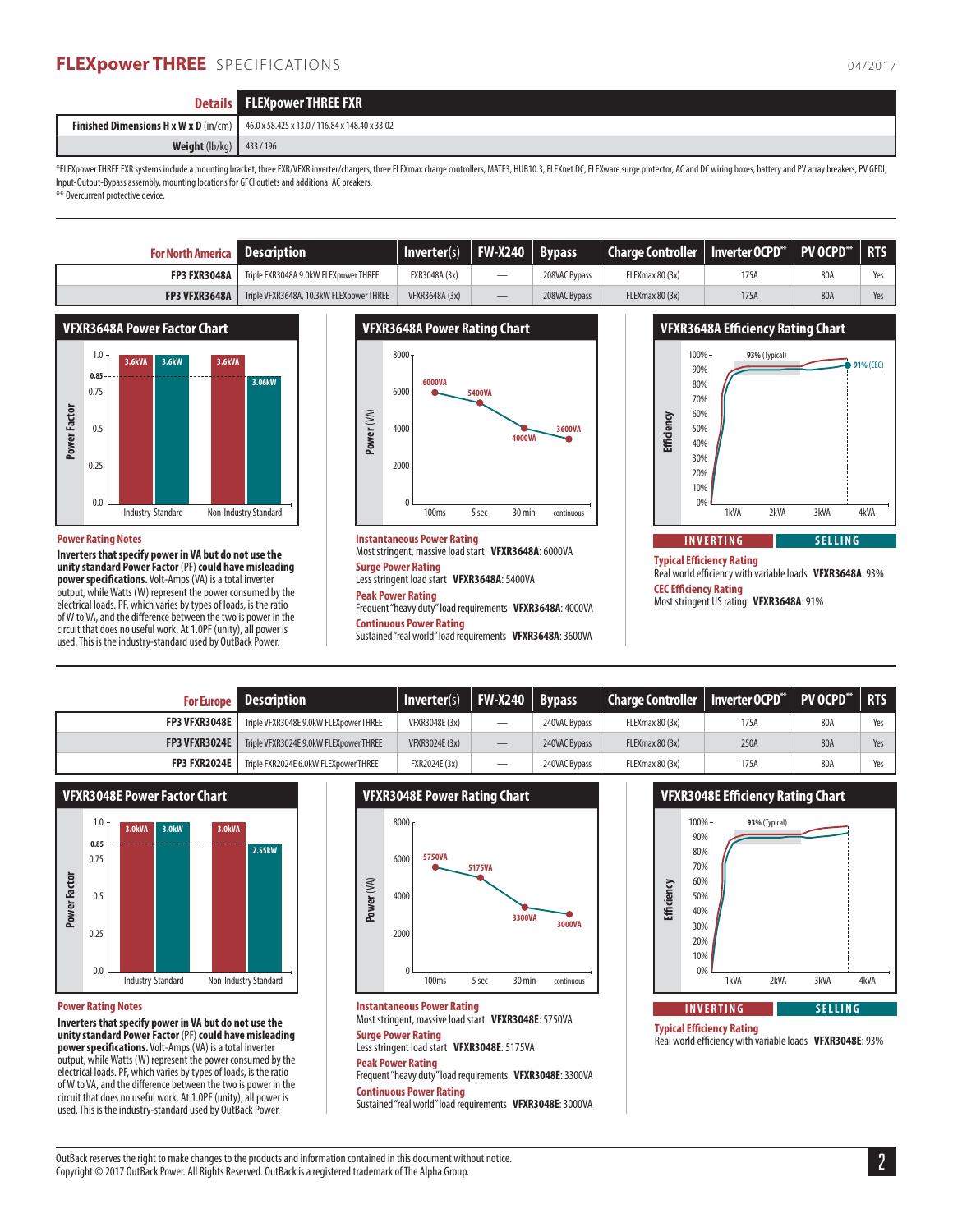## FLEXpower THREE SPECIFICATIONS

04/2017

| Details | FLEXpower THREE FXR |
|---|---|
| Finished Dimensions H x W x D (in/cm) | 46.0 x 58.425 x 13.0 / 116.84 x 148.40 x 33.02 |
| Weight (lb/kg) | 433 / 196 |

*FLEXpower THREE FXR systems include a mounting bracket, three FXR/VFXR inverter/chargers, three FLEXmax charge controllers, MATE3, HUB10.3, FLEXnet DC, FLEXware surge protector, AC and DC wiring boxes, battery and PV array breakers, PV GFDI, Input-Output-Bypass assembly, mounting locations for GFCI outlets and additional AC breakers.
** Overcurrent protective device.

| For North America | Description | Inverter(s) | FW-X240 | Bypass | Charge Controller | Inverter OCPD** | PV OCPD** | RTS |
|---|---|---|---|---|---|---|---|---|
| FP3 FXR3048A | Triple FXR3048A 9.0kW FLEXpower THREE | FXR3048A (3x) | — | 208VAC Bypass | FLEXmax 80 (3x) | 175A | 80A | Yes |
| FP3 VFXR3648A | Triple VFXR3648A, 10.3kW FLEXpower THREE | VFXR3648A (3x) | — | 208VAC Bypass | FLEXmax 80 (3x) | 175A | 80A | Yes |

### VFXR3648A Power Factor Chart

Power Factor
1.0
0.85
0.75
0.5
0.25
0.0
3.6kVA 3.6kW 3.6kVA 3.06kW
Industry-Standard
Non-Industry Standard

**Power Rating Notes**

**Inverters that specify power in VA but do not use the unity standard Power Factor** (PF) **could have misleading power specifications.** Volt-Amps (VA) is a total inverter output, while Watts (W) represent the power consumed by the electrical loads. PF, which varies by types of loads, is the ratio of W to VA, and the difference between the two is power in the circuit that does no useful work. At 1.0PF (unity), all power is used. This is the industry-standard used by OutBack Power.

### VFXR3648A Power Rating Chart

Power (VA)
8000
6000
4000
2000
0
6000VA 5400VA 4000VA 3600VA
100ms 5 sec 30 min continuous

**Instantaneous Power Rating**
Most stringent, massive load start **VFXR3648A**: 6000VA

**Surge Power Rating**
Less stringent load start **VFXR3648A**: 5400VA

**Peak Power Rating**
Frequent "heavy duty" load requirements **VFXR3648A**: 4000VA

**Continuous Power Rating**
Sustained "real world" load requirements **VFXR3648A**: 3600VA

### VFXR3648A Efficiency Rating Chart

Efficiency
100% 90% 80% 70% 60% 50% 40% 30% 20% 10% 0%
93% (Typical)
91% (CEC)
1kVA 2kVA 3kVA 4kVA
INVERTING SELLING

**Typical Efficiency Rating**
Real world efficiency with variable loads **VFXR3648A**: 93%

**CEC Efficiency Rating**
Most stringent US rating **VFXR3648A**: 91%

| For Europe | Description | Inverter(s) | FW-X240 | Bypass | Charge Controller | Inverter OCPD** | PV OCPD** | RTS |
|---|---|---|---|---|---|---|---|---|
| FP3 VFXR3048E | Triple VFXR3048E 9.0kW FLEXpower THREE | VFXR3048E (3x) | — | 240VAC Bypass | FLEXmax 80 (3x) | 175A | 80A | Yes |
| FP3 VFXR3024E | Triple VFXR3024E 9.0kW FLEXpower THREE | VFXR3024E (3x) | — | 240VAC Bypass | FLEXmax 80 (3x) | 250A | 80A | Yes |
| FP3 FXR2024E | Triple FXR2024E 6.0kW FLEXpower THREE | FXR2024E (3x) | — | 240VAC Bypass | FLEXmax 80 (3x) | 175A | 80A | Yes |

### VFXR3048E Power Factor Chart

Power Factor
1.0
0.85
0.75
0.5
0.25
0.0
3.0kVA 3.0kW 3.0kVA 2.55kW
Industry-Standard
Non-Industry Standard

**Power Rating Notes**

**Inverters that specify power in VA but do not use the unity standard Power Factor** (PF) **could have misleading power specifications.** Volt-Amps (VA) is a total inverter output, while Watts (W) represent the power consumed by the electrical loads. PF, which varies by types of loads, is the ratio of W to VA, and the difference between the two is power in the circuit that does no useful work. At 1.0PF (unity), all power is used. This is the industry-standard used by OutBack Power.

### VFXR3048E Power Rating Chart

Power (VA)
8000
6000
4000
2000
0
5750VA 5175VA 3300VA 3000VA
100ms 5 sec 30 min continuous

**Instantaneous Power Rating**
Most stringent, massive load start **VFXR3048E**: 5750VA

**Surge Power Rating**
Less stringent load start **VFXR3048E**: 5175VA

**Peak Power Rating**
Frequent "heavy duty" load requirements **VFXR3048E**: 3300VA

**Continuous Power Rating**
Sustained "real world" load requirements **VFXR3048E**: 3000VA

### VFXR3048E Efficiency Rating Chart

Efficiency
100% 90% 80% 70% 60% 50% 40% 30% 20% 10% 0%
93% (Typical)
1kVA 2kVA 3kVA 4kVA
INVERTING SELLING

**Typical Efficiency Rating**
Real world efficiency with variable loads **VFXR3048E**: 93%

OutBack reserves the right to make changes to the products and information contained in this document without notice.
Copyright © 2017 OutBack Power. All Rights Reserved. OutBack is a registered trademark of The Alpha Group.